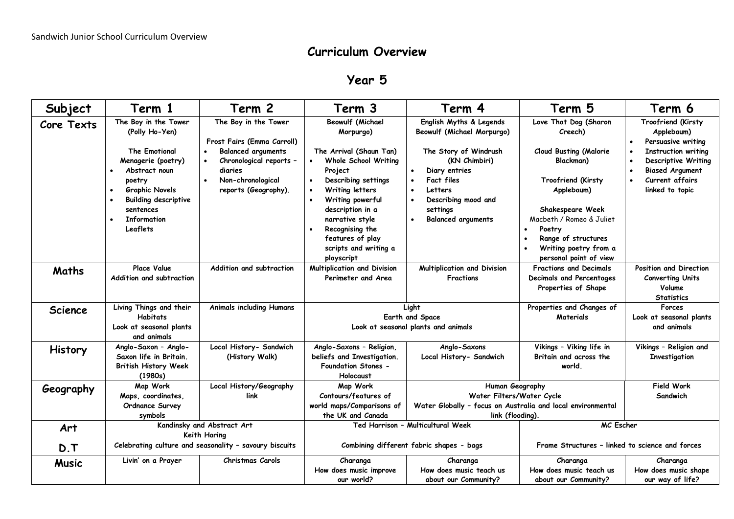Sandwich Junior School Curriculum Overview

# Curriculum Overview

## Year 5

| Subject | Term 1 | Term 2 | Term 3 | Term 4 | Term 5 | Term 6 |
|---|---|---|---|---|---|---|
| **Core Texts** | **The Boy in the Tower (Polly Ho-Yen)**<br><br>**The Emotional Menagerie (poetry)**<br>• Abstract noun poetry<br>• Graphic Novels<br>• Building descriptive sentences<br>• Information Leaflets | **The Boy in the Tower**<br><br>**Frost Fairs (Emma Carroll)**<br>• Balanced arguments<br>• Chronological reports – diaries<br>• Non-chronological reports (Geography). | **Beowulf (Michael Morpurgo)**<br><br>**The Arrival (Shaun Tan)**<br>• Whole School Writing Project<br>• Describing settings<br>• Writing letters<br>• Writing powerful description in a narrative style<br>• Recognising the features of play scripts and writing a playscript | **English Myths & Legends**<br>**Beowulf (Michael Morpurgo)**<br><br>**The Story of Windrush (KN Chimbiri)**<br>• Diary entries<br>• Fact files<br>• Letters<br>• Describing mood and settings<br>• Balanced arguments | **Love That Dog (Sharon Creech)**<br><br>**Cloud Busting (Malorie Blackman)**<br><br>**Troofriend (Kirsty Applebaum)**<br><br>**Shakespeare Week**<br>Macbeth / Romeo & Juliet<br>• Poetry<br>• Range of structures<br>• Writing poetry from a personal point of view | **Troofriend (Kirsty Applebaum)**<br>• Persuasive writing<br>• Instruction writing<br>• Descriptive Writing<br>• Biased Argument<br>• Current affairs linked to topic |
| **Maths** | Place Value<br>Addition and subtraction | Addition and subtraction | Multiplication and Division<br>Perimeter and Area | Multiplication and Division<br>Fractions | Fractions and Decimals<br>Decimals and Percentages<br>Properties of Shape | Position and Direction<br>Converting Units<br>Volume<br>Statistics |
| **Science** | Living Things and their Habitats<br>Look at seasonal plants and animals | Animals including Humans | Light<br>Earth and Space<br>Look at seasonal plants and animals | | Properties and Changes of Materials | Forces<br>Look at seasonal plants and animals |
| **History** | Anglo-Saxon – Anglo-Saxon life in Britain.<br>British History Week (1980s) | Local History- Sandwich (History Walk) | Anglo-Saxons – Religion, beliefs and Investigation.<br>Foundation Stones - Holocaust | Anglo-Saxons<br>Local History- Sandwich | Vikings – Viking life in Britain and across the world. | Vikings – Religion and Investigation |
| **Geography** | Map Work<br>Maps, coordinates, Ordnance Survey symbols | Local History/Geography link | Map Work<br>Contours/features of world maps/Comparisons of the UK and Canada | Human Geography<br>Water Filters/Water Cycle<br>Water Globally – focus on Australia and local environmental link (flooding). | | Field Work<br>Sandwich |
| **Art** | Kandinsky and Abstract Art<br>Keith Haring | | Ted Harrison – Multicultural Week | | MC Escher | |
| **D.T** | Celebrating culture and seasonality – savoury biscuits | | Combining different fabric shapes - bags | | Frame Structures – linked to science and forces | |
| **Music** | Livin' on a Prayer | Christmas Carols | Charanga<br>How does music improve our world? | Charanga<br>How does music teach us about our Community? | Charanga<br>How does music teach us about our Community? | Charanga<br>How does music shape our way of life? |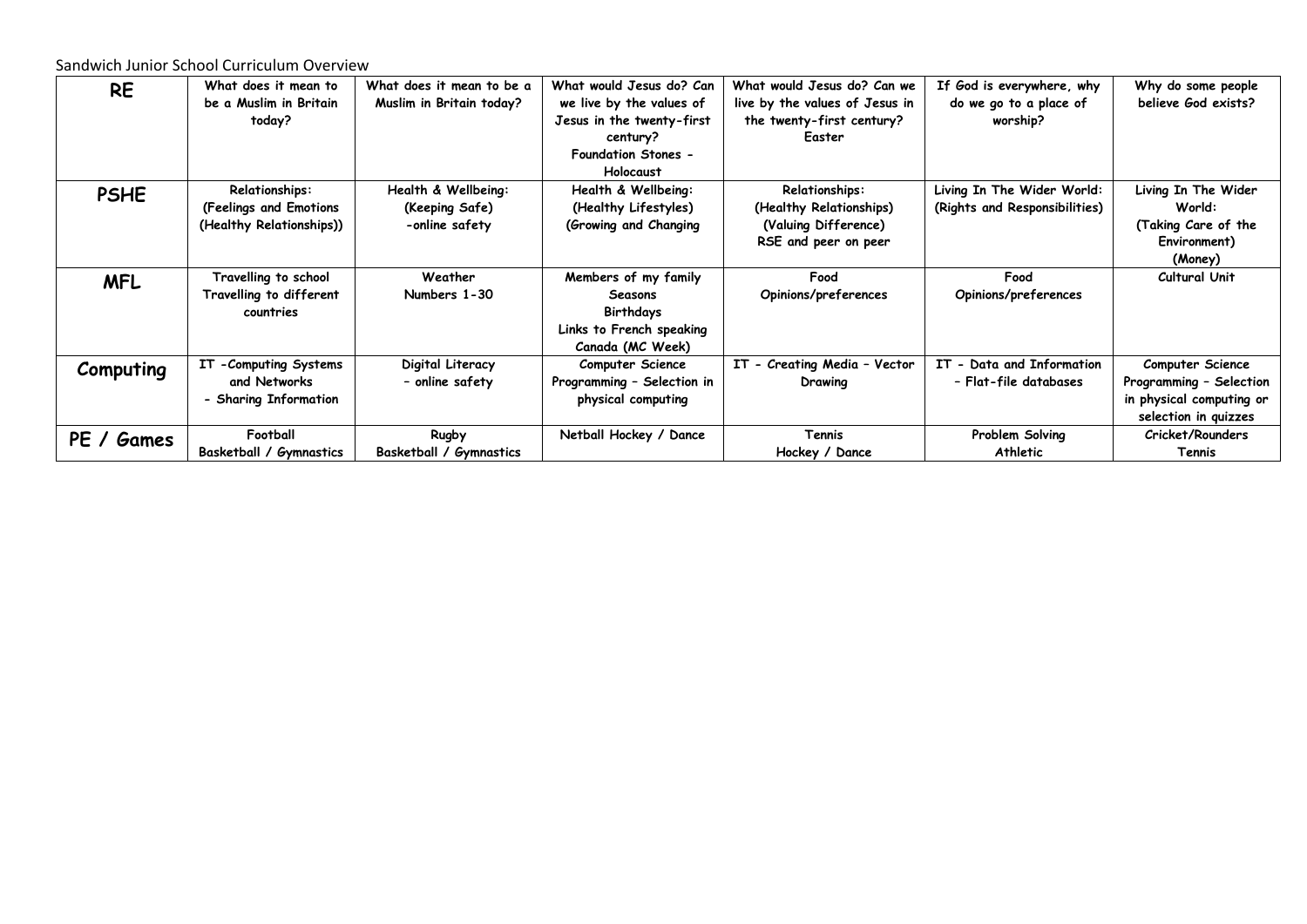Sandwich Junior School Curriculum Overview

| | | | | | | |
|---|---|---|---|---|---|---|
| **RE** | What does it mean to be a Muslim in Britain today? | What does it mean to be a Muslim in Britain today? | What would Jesus do? Can we live by the values of Jesus in the twenty-first century?<br>Foundation Stones - Holocaust | What would Jesus do? Can we live by the values of Jesus in the twenty-first century?<br>Easter | If God is everywhere, why do we go to a place of worship? | Why do some people believe God exists? |
| **PSHE** | Relationships:<br>(Feelings and Emotions<br>(Healthy Relationships)) | Health & Wellbeing:<br>(Keeping Safe)<br>-online safety | Health & Wellbeing:<br>(Healthy Lifestyles)<br>(Growing and Changing | Relationships:<br>(Healthy Relationships)<br>(Valuing Difference)<br>RSE and peer on peer | Living In The Wider World:<br>(Rights and Responsibilities) | Living In The Wider World:<br>(Taking Care of the Environment)<br>(Money) |
| **MFL** | Travelling to school<br>Travelling to different countries | Weather<br>Numbers 1-30 | Members of my family<br>Seasons<br>Birthdays<br>Links to French speaking Canada (MC Week) | Food<br>Opinions/preferences | Food<br>Opinions/preferences | Cultural Unit |
| **Computing** | IT -Computing Systems and Networks<br>- Sharing Information | Digital Literacy<br>– online safety | Computer Science<br>Programming – Selection in physical computing | IT - Creating Media – Vector Drawing | IT - Data and Information – Flat-file databases | Computer Science<br>Programming – Selection in physical computing or selection in quizzes |
| **PE / Games** | Football<br>Basketball / Gymnastics | Rugby<br>Basketball / Gymnastics | Netball Hockey / Dance | Tennis<br>Hockey / Dance | Problem Solving<br>Athletic | Cricket/Rounders<br>Tennis |